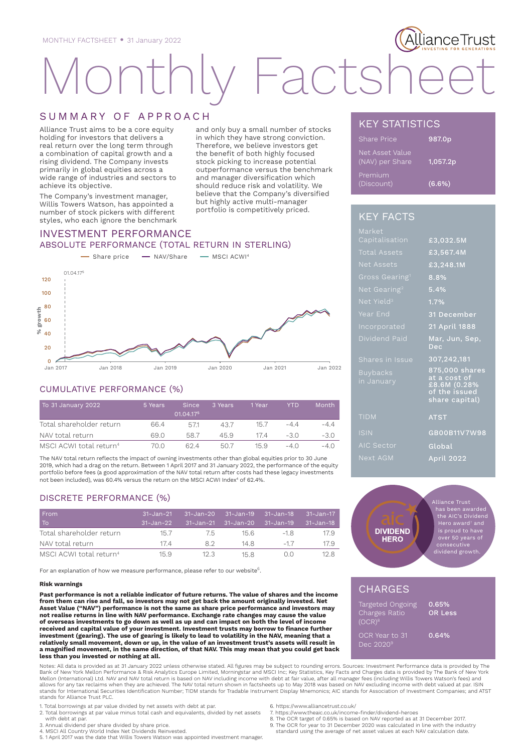MONTHLY FACTSHEET • 31 January 2022

# Monthly Factsheet

## SUMMARY OF APPROACH

Alliance Trust aims to be a core equity holding for investors that delivers a real return over the long term through a combination of capital growth and a rising dividend. The Company invests primarily in global equities across a wide range of industries and sectors to achieve its objective.

The Company's investment manager, Willis Towers Watson, has appointed a number of of stock pickers with different styles, who each ignore the benchmark and only buy a small number of stocks in which they have strong conviction. Therefore, we believe investors get the benefit of both highly focused stock picking to increase potential outperformance versus the benchmark and manager diversification which should reduce risk and volatility. We believe that the Company's diversified but highly active multi-manager portfolio is competitively priced.

## INVESTMENT PERFORMANCE

### ABSOLUTE PERFORMANCE (TOTAL RETURN IN STERLING)

Share price — NAV/Share — MSCI ACWI[4]

### CUMULATIVE PERFORMANCE (%)

| To 31 January 2022 | 5 Years | Since 01.04.17[5] | 3 Years | 1 Year | YTD | Month |
|---|---|---|---|---|---|---|
| Total shareholder return | 66.4 | 57.1 | 43.7 | 15.7 | -4.4 | -4.4 |
| NAV total return | 69.0 | 58.7 | 45.9 | 17.4 | -3.0 | -3.0 |
| MSCI ACWI total return[4] | 70.0 | 62.4 | 50.7 | 15.9 | -4.0 | -4.0 |

The NAV total return reflects the impact of owning investments other than global equities prior to 30 June 2019, which had a drag on the return. Between 1 April 2017 and 31 January 2022, the performance of the equity portfolio before fees (a good approximation of the NAV total return after costs had these legacy investments not been included), was 60.4% versus the return on the MSCI ACWI Index[4] of 62.4%.

### DISCRETE PERFORMANCE (%)

| From<br>To | 31-Jan-21<br>31-Jan-22 | 31-Jan-20<br>31-Jan-21 | 31-Jan-19<br>31-Jan-20 | 31-Jan-18<br>31-Jan-19 | 31-Jan-17<br>31-Jan-18 |
|---|---|---|---|---|---|
| Total shareholder return | 15.7 | 7.5 | 15.6 | -1.8 | 17.9 |
| NAV total return | 17.4 | 8.2 | 14.8 | -1.7 | 17.9 |
| MSCI ACWI total return[4] | 15.9 | 12.3 | 15.8 | 0.0 | 12.8 |

For an explanation of how we measure performance, please refer to our website[6].

**Risk warnings**

**Past performance is not a reliable indicator of future returns. The value of shares and the income from them can rise and fall, so investors may not get back the amount originally invested. Net Asset Value ("NAV") performance is not the same as share price performance and investors may not realise returns in line with NAV performance. Exchange rate changes may cause the value of overseas investments to go down as well as up and can impact on both the level of income received and capital value of your investment. Investment trusts may borrow to finance further investment (gearing). The use of gearing is likely to lead to volatility in the NAV, meaning that a relatively small movement, down or up, in the value of an investment trust's assets will result in a magnified movement, in the same direction, of that NAV. This may mean that you could get back less than you invested or nothing at all.**

## KEY STATISTICS

| | |
|---|---|
| Share Price | 987.0p |
| Net Asset Value (NAV) per Share | 1,057.2p |
| Premium (Discount) | (6.6%) |

## KEY FACTS

| | |
|---|---|
| Market Capitalisation | £3,032.5M |
| Total Assets | £3,567.4M |
| Net Assets | £3,248.1M |
| Gross Gearing[1] | 8.8% |
| Net Gearing[2] | 5.4% |
| Net Yield[3] | 1.7% |
| Year End | 31 December |
| Incorporated | 21 April 1888 |
| Dividend Paid | Mar, Jun, Sep, Dec |
| Shares in Issue | 307,242,181 |
| Buybacks in January | 875,000 shares at a cost of £8.6M (0.28% of the issued share capital) |
| TIDM | ATST |
| ISIN | GB00B11V7W98 |
| AIC Sector | Global |
| Next AGM | April 2022 |

Alliance Trust has been awarded the AIC's Dividend Hero award[7] and is proud to have over 50 years of consecutive dividend growth.

## CHARGES

| | |
|---|---|
| Targeted Ongoing Charges Ratio (OCR)[8] | 0.65% OR Less |
| OCR Year to 31 Dec 2020[9] | 0.64% |

Notes: All data is provided as at 31 January 2022 unless otherwise stated. All figures may be subject to rounding errors. Sources: Investment Performance data is provided by The Bank of New York Mellon Performance & Risk Analytics Europe Limited, Morningstar and MSCI Inc; Key Statistics, Key Facts and Charges data is provided by The Bank of New York Mellon (International) Ltd. NAV and NAV total return is based on NAV including income with debt at fair value, after all manager fees (including Willis Towers Watson's fees) and allows for any tax reclaims when they are achieved. The NAV total return shown in factsheets up to May 2018 was based on NAV excluding income with debt valued at par. ISIN stands for International Securities Identification Number; TIDM stands for Tradable Instrument Display Mnemonics; AIC stands for Association of Investment Companies; and ATST stands for Alliance Trust PLC.

1. Total borrowings at par value divided by net assets with debt at par.
2. Total borrowings at par value minus total cash and equivalents, divided by net assets with debt at par.
3. Annual dividend per share divided by share price.
4. MSCI All Country World Index Net Dividends Reinvested.
5. 1 April 2017 was the date that Willis Towers Watson was appointed investment manager.
6. https://www.alliancetrust.co.uk/
7. https://www.theaic.co.uk/income-finder/dividend-heroes
8. The OCR target of 0.65% is based on NAV reported as at 31 December 2017.
9. The OCR for year to 31 December 2020 was calculated in line with the industry standard using the average of net asset values at each NAV calculation date.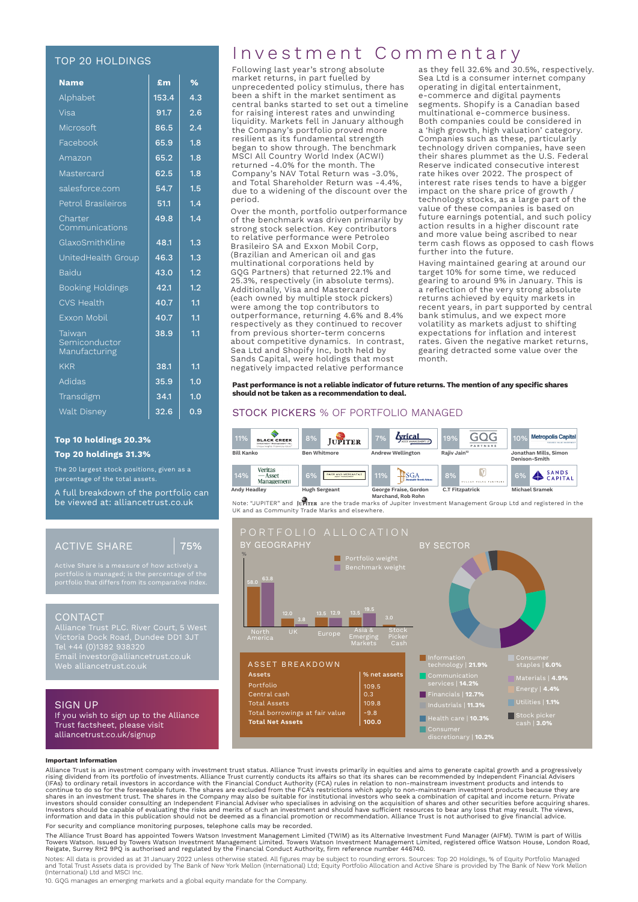## TOP 20 HOLDINGS

| Name | £m | % |
|---|---|---|
| Alphabet | 153.4 | 4.3 |
| Visa | 91.7 | 2.6 |
| Microsoft | 86.5 | 2.4 |
| Facebook | 65.9 | 1.8 |
| Amazon | 65.2 | 1.8 |
| Mastercard | 62.5 | 1.8 |
| salesforce.com | 54.7 | 1.5 |
| Petrol Brasileiros | 51.1 | 1.4 |
| Charter Communications | 49.8 | 1.4 |
| GlaxoSmithKline | 48.1 | 1.3 |
| UnitedHealth Group | 46.3 | 1.3 |
| Baidu | 43.0 | 1.2 |
| Booking Holdings | 42.1 | 1.2 |
| CVS Health | 40.7 | 1.1 |
| Exxon Mobil | 40.7 | 1.1 |
| Taiwan Semiconductor Manufacturing | 38.9 | 1.1 |
| KKR | 38.1 | 1.1 |
| Adidas | 35.9 | 1.0 |
| Transdigm | 34.1 | 1.0 |
| Walt Disney | 32.6 | 0.9 |

**Top 10 holdings 20.3%**

**Top 20 holdings 31.3%**

The 20 largest stock positions, given as a percentage of the total assets.

A full breakdown of the portfolio can be viewed at: alliancetrust.co.uk

## ACTIVE SHARE 75%

Active Share is a measure of how actively a portfolio is managed; is the percentage of the portfolio that differs from its comparative index.

## CONTACT

Alliance Trust PLC. River Court, 5 West Victoria Dock Road, Dundee DD1 3JT
Tel +44 (0)1382 938320
Email investor@alliancetrust.co.uk
Web alliancetrust.co.uk

## SIGN UP

If you wish to sign up to the Alliance Trust factsheet, please visit alliancetrust.co.uk/signup

# Investment Commentary

Following last year's strong absolute market returns, in part fuelled by unprecedented policy stimulus, there has been a shift in the market sentiment as central banks started to set out a timeline for raising interest rates and unwinding liquidity. Markets fell in January although the Company's portfolio proved more resilient as its fundamental strength began to show through. The benchmark MSCI All Country World Index (ACWI) returned -4.0% for the month. The Company's NAV Total Return was -3.0%, and Total Shareholder Return was -4.4%, due to a widening of the discount over the period.

Over the month, portfolio outperformance of the benchmark was driven primarily by strong stock selection. Key contributors to relative performance were Petroleo Brasileiros SA and Exxon Mobil Corp, (Brazilian and American oil and gas multinational corporations held by GQG Partners) that returned 22.1% and 25.3%, respectively (in absolute terms). Additionally, Visa and Mastercard (each owned by multiple stock pickers) were among the top contributors to outperformance, returning 4.6% and 8.4% respectively as they continued to recover from previous shorter-term concerns about competitive dynamics. In contrast, Sea Ltd and Shopify Inc, both held by Sands Capital, were holdings that most negatively impacted relative performance as they fell 32.6% and 30.5%, respectively. Sea Ltd is a consumer internet company operating in digital entertainment, e-commerce and digital payments segments. Shopify is a Canadian based multinational e-commerce business. Both companies could be considered in a 'high growth, high valuation' category. Companies such as these, particularly technology driven companies, have seen their shares plummet as the U.S. Federal Reserve indicated consecutive interest rate hikes over 2022. The prospect of interest rate rises tends to have a bigger impact on the share price of growth / technology stocks, as a large part of the value of these companies is based on future earnings potential, and such policy action results in a higher discount rate and more value being ascribed to near term cash flows as opposed to cash flows further into the future.

Having maintained gearing at around our target 10% for some time, we reduced gearing to around 9% in January. This is a reflection of the very strong absolute returns achieved by equity markets in recent years, in part supported by central bank stimulus, and we expect more volatility as markets adjust to shifting expectations for inflation and interest rates. Given the negative market returns, gearing detracted some value over the month.

**Past performance is not a reliable indicator of future returns. The mention of any specific shares should not be taken as a recommendation to deal.**

## STOCK PICKERS % OF PORTFOLIO MANAGED

| % | Firm | Manager(s) |
|---|---|---|
| 11% | Black Creek | Bill Kanko |
| 8% | Jupiter | Ben Whitmore |
| 7% | Lyrical | Andrew Wellington |
| 19% | GQG Partners | Rajiv Jain[10] |
| 10% | Metropolis Capital | Jonathan Mills, Simon Denison-Smith |
| 14% | Veritas Asset Management | Andy Headley |
| 6% | River and Mercantile | Hugh Sergeant |
| 11% | SGA | George Fraise, Gordon Marchand, Rob Rohn |
| 8% | Vulcan Value Partners | C.T Fitzpatrick |
| 6% | Sands Capital | Michael Sramek |

Note: "JUPITER" and JUPITER are the trade marks of Jupiter Investment Management Group Ltd and registered in the UK and as Community Trade Marks and elsewhere.

## PORTFOLIO ALLOCATION

### BY GEOGRAPHY

%

Portfolio weight
Benchmark weight

North America 58.0 63.8
UK 12.0 3.8
Europe 13.5 12.9
Asia & Emerging Markets 13.5 19.5
Stock Picker Cash 3.0

### BY SECTOR

Information technology | 21.9%
Communication services | 14.2%
Financials | 12.7%
Industrials | 11.3%
Health care | 10.3%
Consumer discretionary | 10.2%
Consumer staples | 6.0%
Materials | 4.9%
Energy | 4.4%
Utilities | 1.1%
Stock picker cash | 3.0%

### ASSET BREAKDOWN

| Assets | % net assets |
|---|---|
| Portfolio | 109.5 |
| Central cash | 0.3 |
| Total Assets | 109.8 |
| Total borrowings at fair value | -9.8 |
| **Total Net Assets** | **100.0** |

**Important Information**

Alliance Trust is an investment company with investment trust status. Alliance Trust invests primarily in equities and aims to generate capital growth and a progressively rising dividend from its portfolio of investments. Alliance Trust currently conducts its affairs so that its shares can be recommended by Independent Financial Advisers (IFAs) to ordinary retail investors in accordance with the Financial Conduct Authority (FCA) rules in relation to non-mainstream investment products and intends to continue to do so for the foreseeable future. The shares are excluded from the FCA's restrictions which apply to non-mainstream investment products because they are shares in an investment trust. The shares in the Company may also be suitable for institutional investors who seek a combination of capital and income return. Private investors should consider consulting an Independent Financial Adviser who specialises in advising on the acquisition of shares and other securities before acquiring shares. Investors should be capable of evaluating the risks and merits of such an investment and should have sufficient resources to bear any loss that may result. The views, information and data in this publication should not be deemed as a financial promotion or recommendation. Alliance Trust is not authorised to give financial advice.

For security and compliance monitoring purposes, telephone calls may be recorded.

The Alliance Trust Board has appointed Towers Watson Investment Management Limited (TWIM) as its Alternative Investment Fund Manager (AIFM). TWIM is part of Willis Towers Watson. Issued by Towers Watson Investment Management Limited. Towers Watson Investment Management Limited, registered office Watson House, London Road, Reigate, Surrey RH2 9PQ is authorised and regulated by the Financial Conduct Authority, firm reference number 446740.

Notes: All data is provided as at 31 January 2022 unless otherwise stated. All figures may be subject to rounding errors. Sources: Top 20 Holdings, % of Equity Portfolio Managed and Total Trust Assets data is provided by The Bank of New York Mellon (International) Ltd; Equity Portfolio Allocation and Active Share is provided by The Bank of New York Mellon (International) Ltd and MSCI Inc.

10. GQG manages an emerging markets and a global equity mandate for the Company.